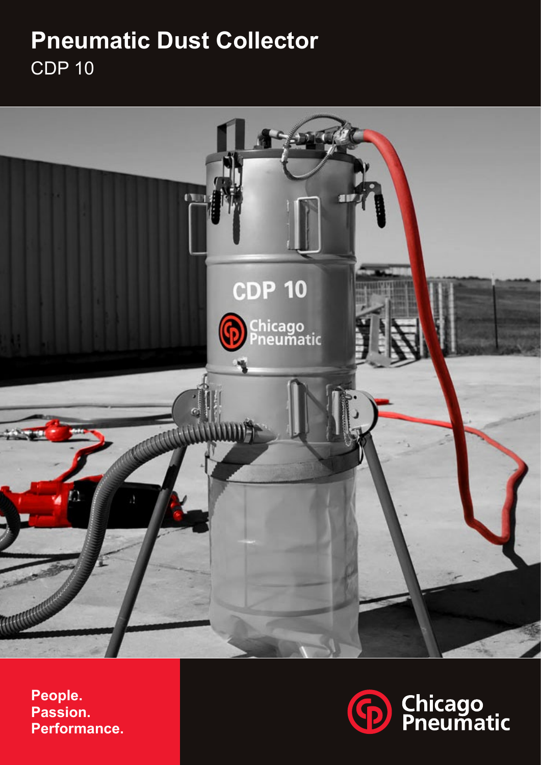# Pneumatic Dust Collector

CDP 10

**People.**
**Passion.**
**Performance.**

Chicago Pneumatic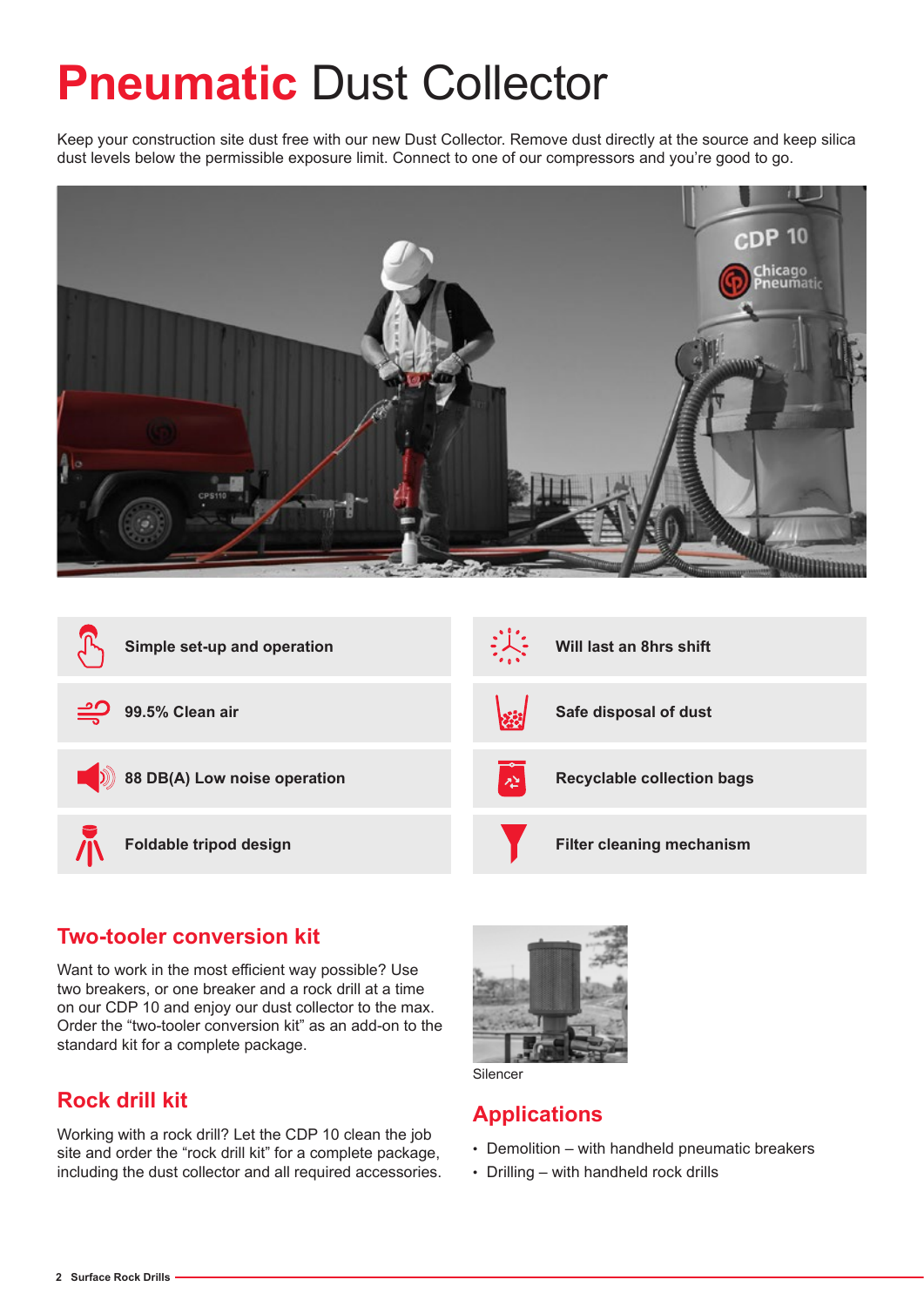# Pneumatic Dust Collector

Keep your construction site dust free with our new Dust Collector. Remove dust directly at the source and keep silica dust levels below the permissible exposure limit. Connect to one of our compressors and you're good to go.

- **Simple set-up and operation**
- **99.5% Clean air**
- **88 DB(A) Low noise operation**
- **Foldable tripod design**
- **Will last an 8hrs shift**
- **Safe disposal of dust**
- **Recyclable collection bags**
- **Filter cleaning mechanism**

## Two-tooler conversion kit

Want to work in the most efficient way possible? Use two breakers, or one breaker and a rock drill at a time on our CDP 10 and enjoy our dust collector to the max. Order the "two-tooler conversion kit" as an add-on to the standard kit for a complete package.

## Rock drill kit

Working with a rock drill? Let the CDP 10 clean the job site and order the "rock drill kit" for a complete package, including the dust collector and all required accessories.

Silencer

## Applications

- Demolition – with handheld pneumatic breakers
- Drilling – with handheld rock drills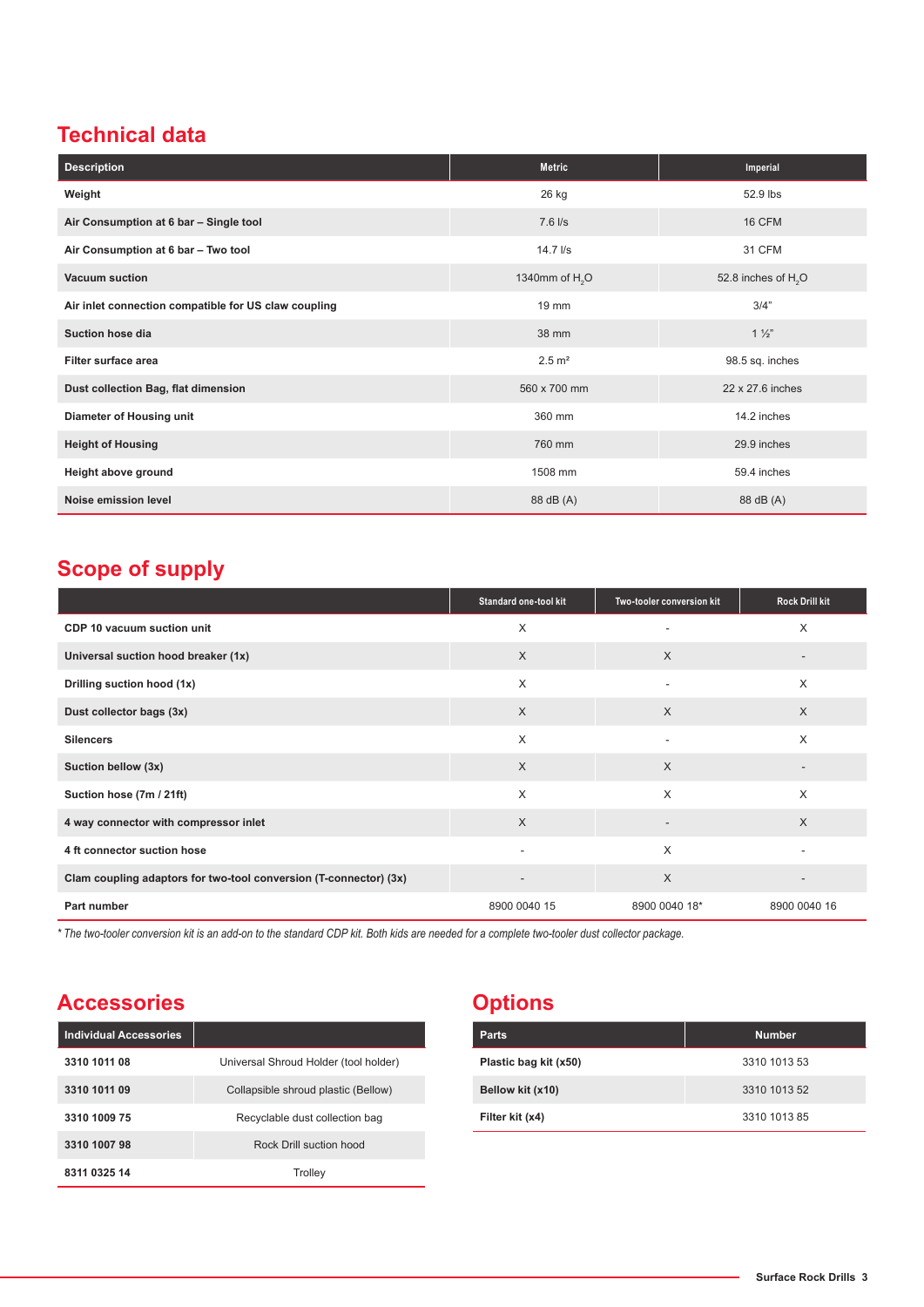## Technical data

| Description | Metric | Imperial |
|---|---|---|
| **Weight** | 26 kg | 52.9 lbs |
| **Air Consumption at 6 bar – Single tool** | 7.6 l/s | 16 CFM |
| **Air Consumption at 6 bar – Two tool** | 14.7 l/s | 31 CFM |
| **Vacuum suction** | 1340mm of $H_2O$ | 52.8 inches of $H_2O$ |
| **Air inlet connection compatible for US claw coupling** | 19 mm | 3/4" |
| **Suction hose dia** | 38 mm | 1 ½" |
| **Filter surface area** | 2.5 m² | 98.5 sq. inches |
| **Dust collection Bag, flat dimension** | 560 x 700 mm | 22 x 27.6 inches |
| **Diameter of Housing unit** | 360 mm | 14.2 inches |
| **Height of Housing** | 760 mm | 29.9 inches |
| **Height above ground** | 1508 mm | 59.4 inches |
| **Noise emission level** | 88 dB (A) | 88 dB (A) |

## Scope of supply

| | Standard one-tool kit | Two-tooler conversion kit | Rock Drill kit |
|---|---|---|---|
| **CDP 10 vacuum suction unit** | X | - | X |
| **Universal suction hood breaker (1x)** | X | X | - |
| **Drilling suction hood (1x)** | X | - | X |
| **Dust collector bags (3x)** | X | X | X |
| **Silencers** | X | - | X |
| **Suction bellow (3x)** | X | X | - |
| **Suction hose (7m / 21ft)** | X | X | X |
| **4 way connector with compressor inlet** | X | - | X |
| **4 ft connector suction hose** | - | X | - |
| **Clam coupling adaptors for two-tool conversion (T-connector) (3x)** | - | X | - |
| **Part number** | 8900 0040 15 | 8900 0040 18* | 8900 0040 16 |

*\* The two-tooler conversion kit is an add-on to the standard CDP kit. Both kids are needed for a complete two-tooler dust collector package.*

## Accessories

| Individual Accessories | |
|---|---|
| **3310 1011 08** | Universal Shroud Holder (tool holder) |
| **3310 1011 09** | Collapsible shroud plastic (Bellow) |
| **3310 1009 75** | Recyclable dust collection bag |
| **3310 1007 98** | Rock Drill suction hood |
| **8311 0325 14** | Trolley |

## Options

| Parts | Number |
|---|---|
| **Plastic bag kit (x50)** | 3310 1013 53 |
| **Bellow kit (x10)** | 3310 1013 52 |
| **Filter kit (x4)** | 3310 1013 85 |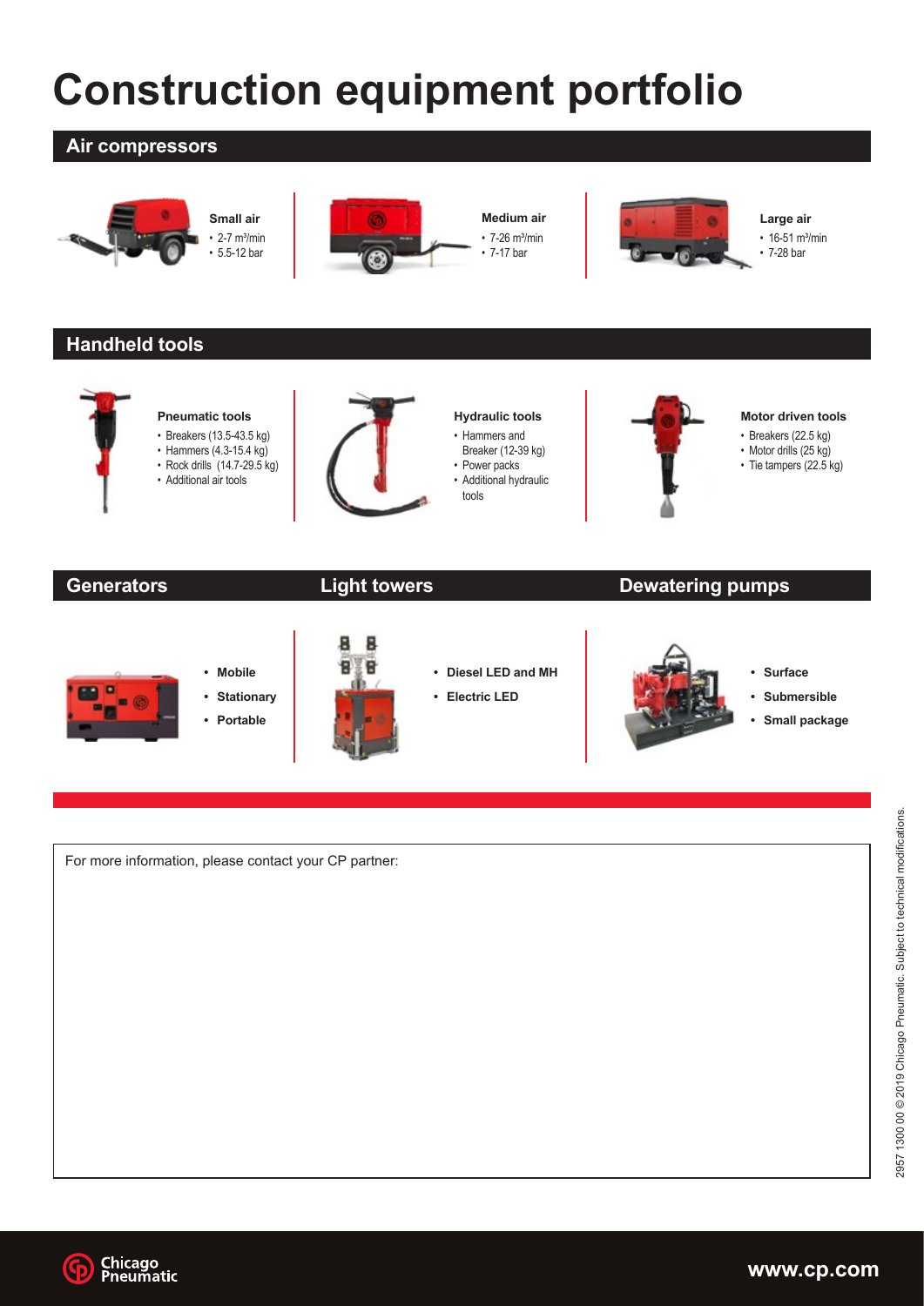# Construction equipment portfolio

## Air compressors

**Small air**
- 2-7 $m^3$/min
- 5.5-12 bar

**Medium air**
- 7-26 $m^3$/min
- 7-17 bar

**Large air**
- 16-51 $m^3$/min
- 7-28 bar

## Handheld tools

**Pneumatic tools**
- Breakers (13.5-43.5 kg)
- Hammers (4.3-15.4 kg)
- Rock drills (14.7-29.5 kg)
- Additional air tools

**Hydraulic tools**
- Hammers and Breaker (12-39 kg)
- Power packs
- Additional hydraulic tools

**Motor driven tools**
- Breakers (22.5 kg)
- Motor drills (25 kg)
- Tie tampers (22.5 kg)

## Generators

- **Mobile**
- **Stationary**
- **Portable**

## Light towers

- **Diesel LED and MH**
- **Electric LED**

## Dewatering pumps

- **Surface**
- **Submersible**
- **Small package**

For more information, please contact your CP partner:

2957 1300 00 © 2019 Chicago Pneumatic. Subject to technical modifications.

Chicago Pneumatic

www.cp.com